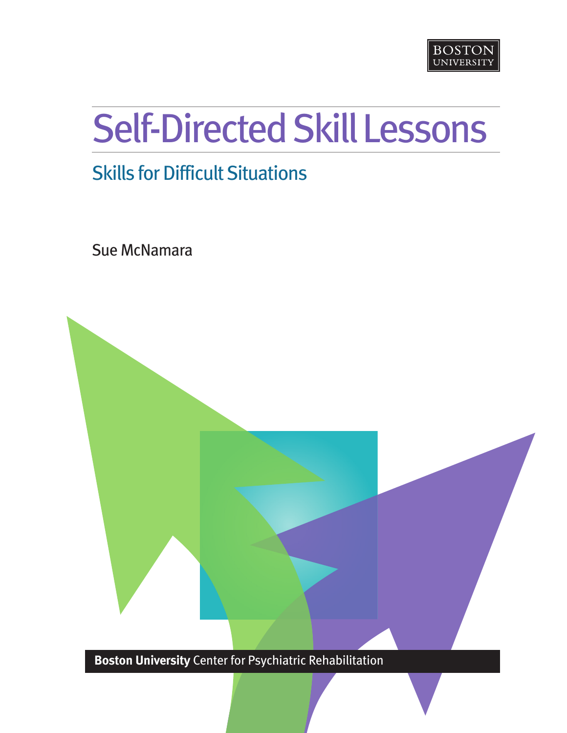BOSTON UNIVERSITY

# Self-Directed Skill Lessons

## Skills for Difficult Situations

Sue McNamara

**Boston University** Center for Psychiatric Rehabilitation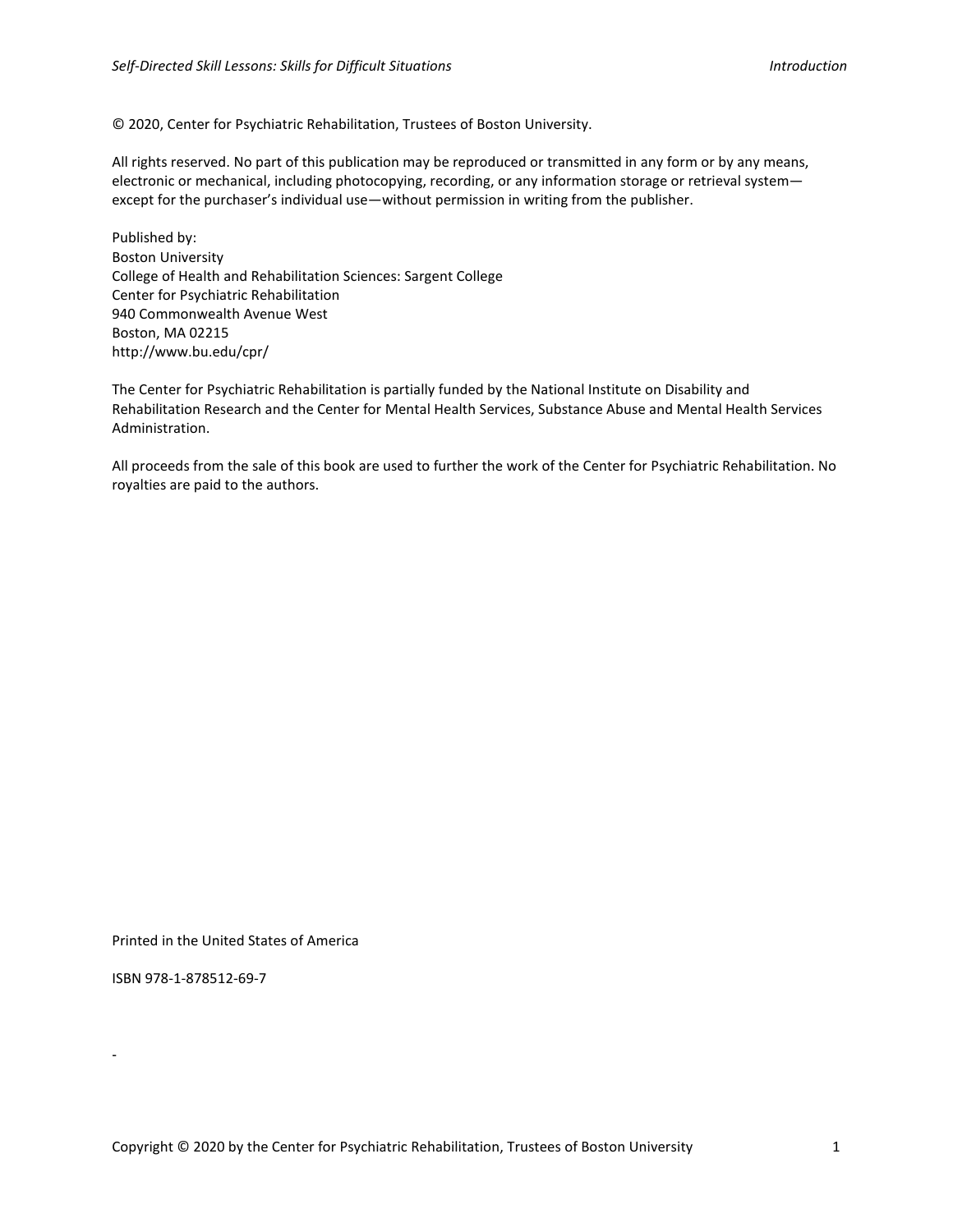© 2020, Center for Psychiatric Rehabilitation, Trustees of Boston University.

All rights reserved. No part of this publication may be reproduced or transmitted in any form or by any means, electronic or mechanical, including photocopying, recording, or any information storage or retrieval system—except for the purchaser's individual use—without permission in writing from the publisher.

Published by:
Boston University
College of Health and Rehabilitation Sciences: Sargent College
Center for Psychiatric Rehabilitation
940 Commonwealth Avenue West
Boston, MA 02215
http://www.bu.edu/cpr/

The Center for Psychiatric Rehabilitation is partially funded by the National Institute on Disability and Rehabilitation Research and the Center for Mental Health Services, Substance Abuse and Mental Health Services Administration.

All proceeds from the sale of this book are used to further the work of the Center for Psychiatric Rehabilitation. No royalties are paid to the authors.

Printed in the United States of America

ISBN 978-1-878512-69-7

-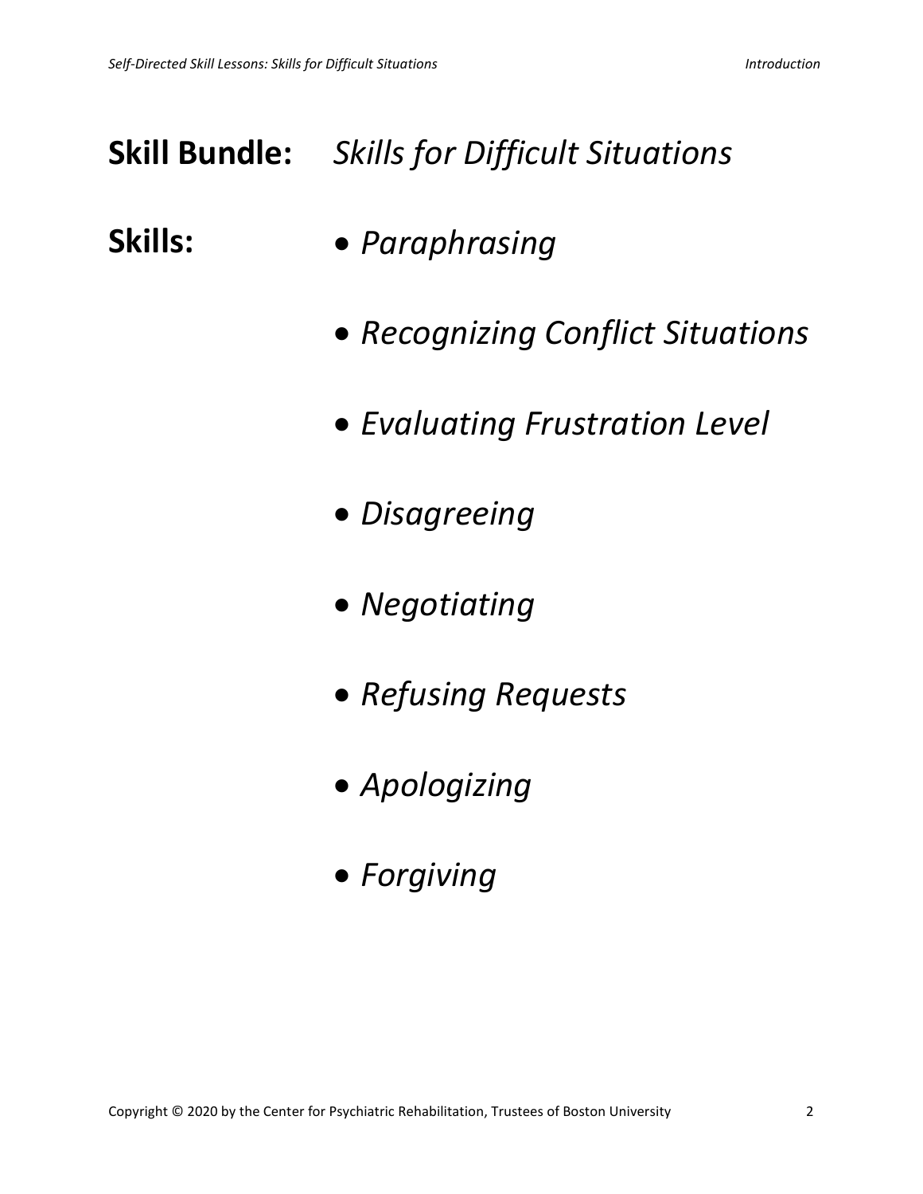**Skill Bundle:** *Skills for Difficult Situations*

**Skills:**

- *Paraphrasing*
- *Recognizing Conflict Situations*
- *Evaluating Frustration Level*
- *Disagreeing*
- *Negotiating*
- *Refusing Requests*
- *Apologizing*
- *Forgiving*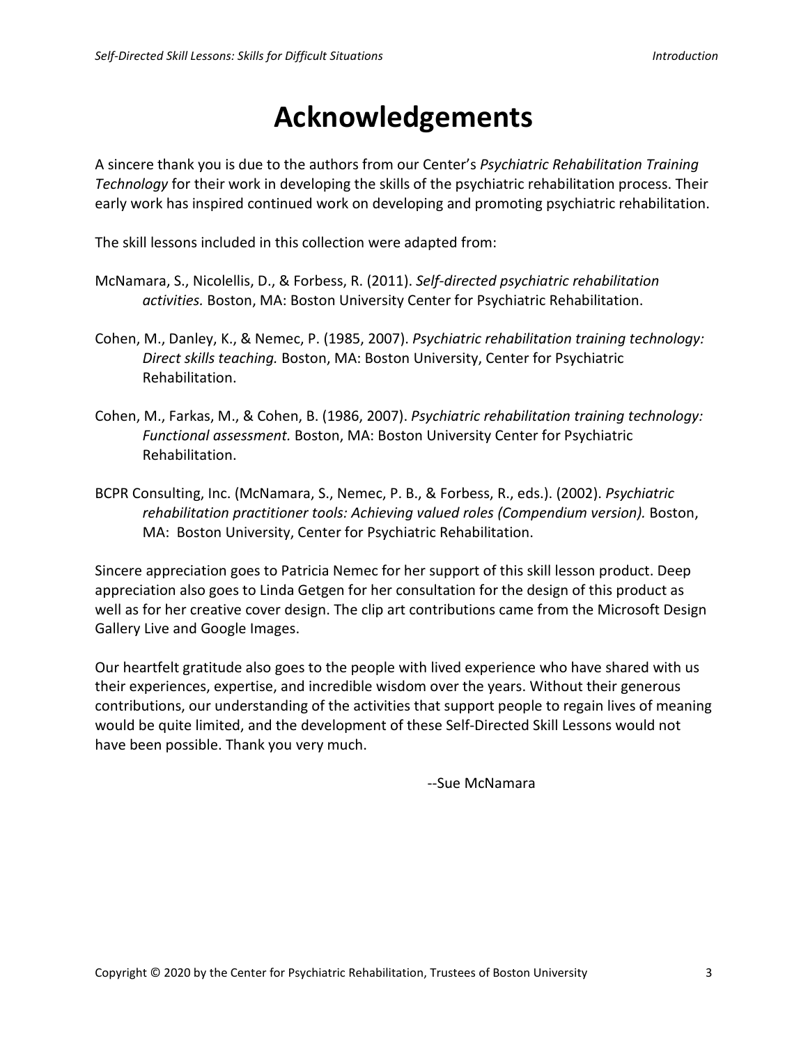# Acknowledgements

A sincere thank you is due to the authors from our Center's *Psychiatric Rehabilitation Training Technology* for their work in developing the skills of the psychiatric rehabilitation process. Their early work has inspired continued work on developing and promoting psychiatric rehabilitation.

The skill lessons included in this collection were adapted from:

McNamara, S., Nicolellis, D., & Forbess, R. (2011). *Self-directed psychiatric rehabilitation activities.* Boston, MA: Boston University Center for Psychiatric Rehabilitation.

Cohen, M., Danley, K., & Nemec, P. (1985, 2007). *Psychiatric rehabilitation training technology: Direct skills teaching.* Boston, MA: Boston University, Center for Psychiatric Rehabilitation.

Cohen, M., Farkas, M., & Cohen, B. (1986, 2007). *Psychiatric rehabilitation training technology: Functional assessment.* Boston, MA: Boston University Center for Psychiatric Rehabilitation.

BCPR Consulting, Inc. (McNamara, S., Nemec, P. B., & Forbess, R., eds.). (2002). *Psychiatric rehabilitation practitioner tools: Achieving valued roles (Compendium version).* Boston, MA: Boston University, Center for Psychiatric Rehabilitation.

Sincere appreciation goes to Patricia Nemec for her support of this skill lesson product. Deep appreciation also goes to Linda Getgen for her consultation for the design of this product as well as for her creative cover design. The clip art contributions came from the Microsoft Design Gallery Live and Google Images.

Our heartfelt gratitude also goes to the people with lived experience who have shared with us their experiences, expertise, and incredible wisdom over the years. Without their generous contributions, our understanding of the activities that support people to regain lives of meaning would be quite limited, and the development of these Self-Directed Skill Lessons would not have been possible. Thank you very much.

--Sue McNamara

Copyright © 2020 by the Center for Psychiatric Rehabilitation, Trustees of Boston University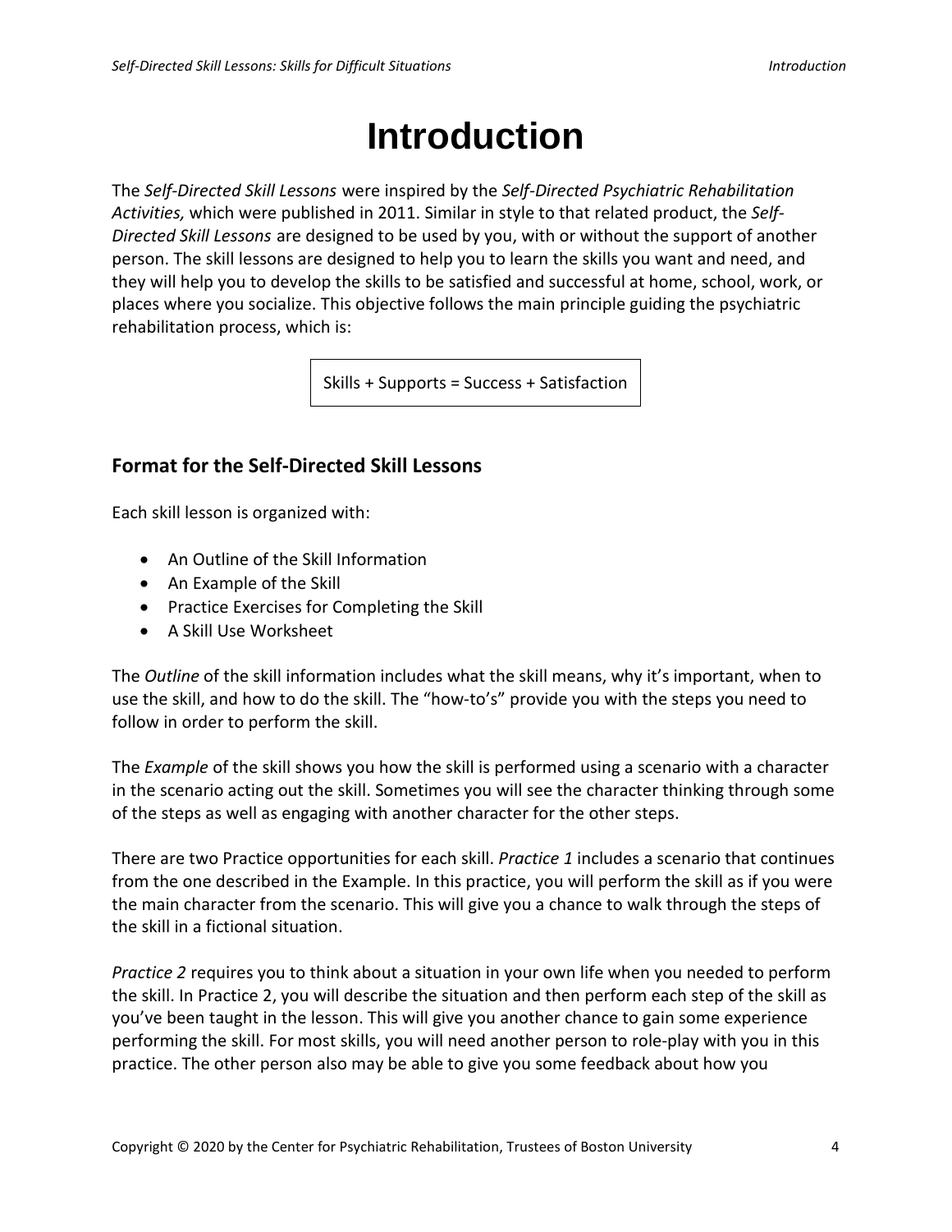# Introduction

The *Self-Directed Skill Lessons* were inspired by the *Self-Directed Psychiatric Rehabilitation Activities,* which were published in 2011. Similar in style to that related product, the *Self-Directed Skill Lessons* are designed to be used by you, with or without the support of another person. The skill lessons are designed to help you to learn the skills you want and need, and they will help you to develop the skills to be satisfied and successful at home, school, work, or places where you socialize. This objective follows the main principle guiding the psychiatric rehabilitation process, which is:

> Skills + Supports = Success + Satisfaction

## Format for the Self-Directed Skill Lessons

Each skill lesson is organized with:

- An Outline of the Skill Information
- An Example of the Skill
- Practice Exercises for Completing the Skill
- A Skill Use Worksheet

The *Outline* of the skill information includes what the skill means, why it's important, when to use the skill, and how to do the skill. The "how-to's" provide you with the steps you need to follow in order to perform the skill.

The *Example* of the skill shows you how the skill is performed using a scenario with a character in the scenario acting out the skill. Sometimes you will see the character thinking through some of the steps as well as engaging with another character for the other steps.

There are two Practice opportunities for each skill. *Practice 1* includes a scenario that continues from the one described in the Example. In this practice, you will perform the skill as if you were the main character from the scenario. This will give you a chance to walk through the steps of the skill in a fictional situation.

*Practice 2* requires you to think about a situation in your own life when you needed to perform the skill. In Practice 2, you will describe the situation and then perform each step of the skill as you've been taught in the lesson. This will give you another chance to gain some experience performing the skill. For most skills, you will need another person to role-play with you in this practice. The other person also may be able to give you some feedback about how you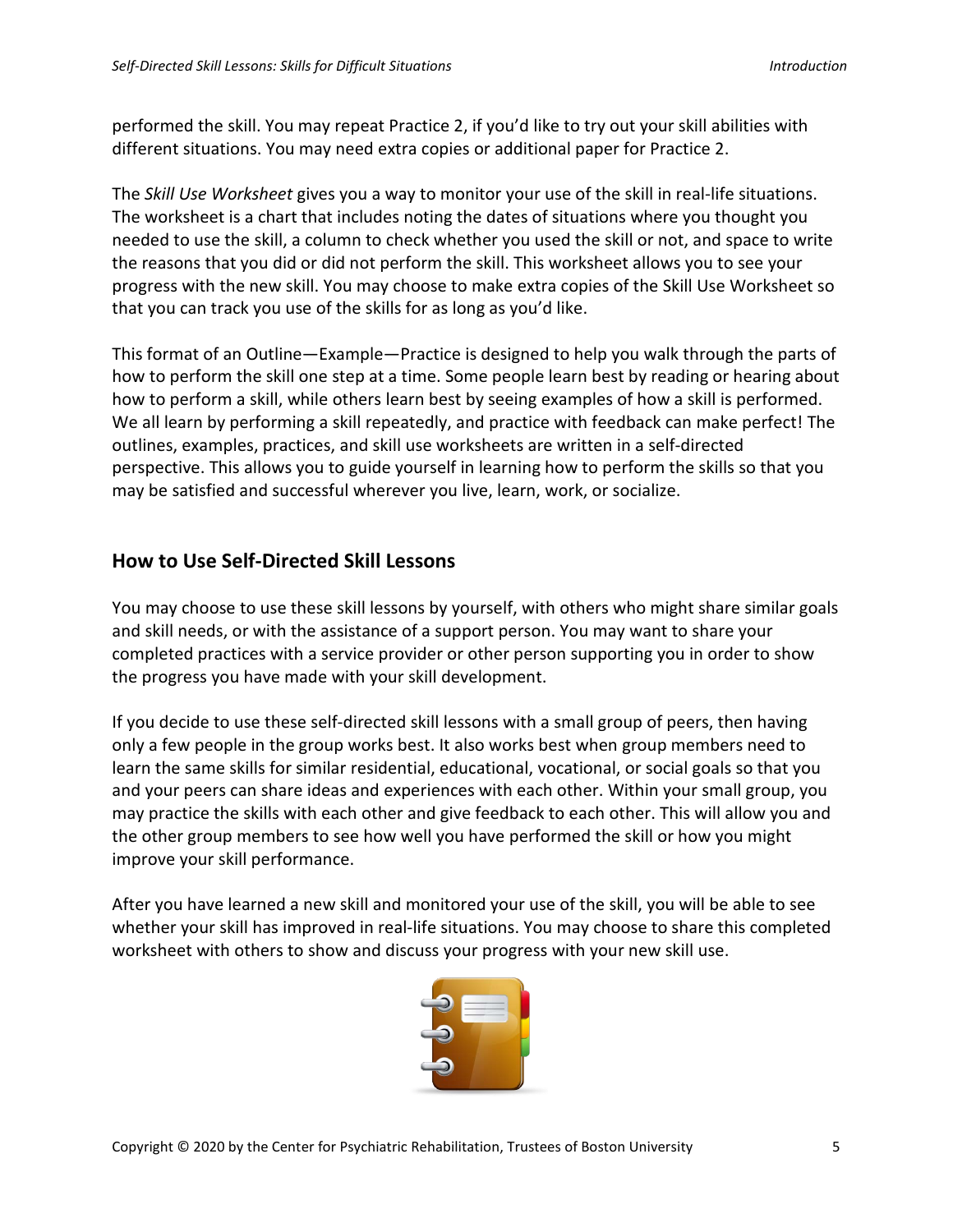performed the skill. You may repeat Practice 2, if you'd like to try out your skill abilities with different situations. You may need extra copies or additional paper for Practice 2.

The *Skill Use Worksheet* gives you a way to monitor your use of the skill in real-life situations. The worksheet is a chart that includes noting the dates of situations where you thought you needed to use the skill, a column to check whether you used the skill or not, and space to write the reasons that you did or did not perform the skill. This worksheet allows you to see your progress with the new skill. You may choose to make extra copies of the Skill Use Worksheet so that you can track you use of the skills for as long as you'd like.

This format of an Outline—Example—Practice is designed to help you walk through the parts of how to perform the skill one step at a time. Some people learn best by reading or hearing about how to perform a skill, while others learn best by seeing examples of how a skill is performed. We all learn by performing a skill repeatedly, and practice with feedback can make perfect! The outlines, examples, practices, and skill use worksheets are written in a self-directed perspective. This allows you to guide yourself in learning how to perform the skills so that you may be satisfied and successful wherever you live, learn, work, or socialize.

## How to Use Self-Directed Skill Lessons

You may choose to use these skill lessons by yourself, with others who might share similar goals and skill needs, or with the assistance of a support person. You may want to share your completed practices with a service provider or other person supporting you in order to show the progress you have made with your skill development.

If you decide to use these self-directed skill lessons with a small group of peers, then having only a few people in the group works best. It also works best when group members need to learn the same skills for similar residential, educational, vocational, or social goals so that you and your peers can share ideas and experiences with each other. Within your small group, you may practice the skills with each other and give feedback to each other. This will allow you and the other group members to see how well you have performed the skill or how you might improve your skill performance.

After you have learned a new skill and monitored your use of the skill, you will be able to see whether your skill has improved in real-life situations. You may choose to share this completed worksheet with others to show and discuss your progress with your new skill use.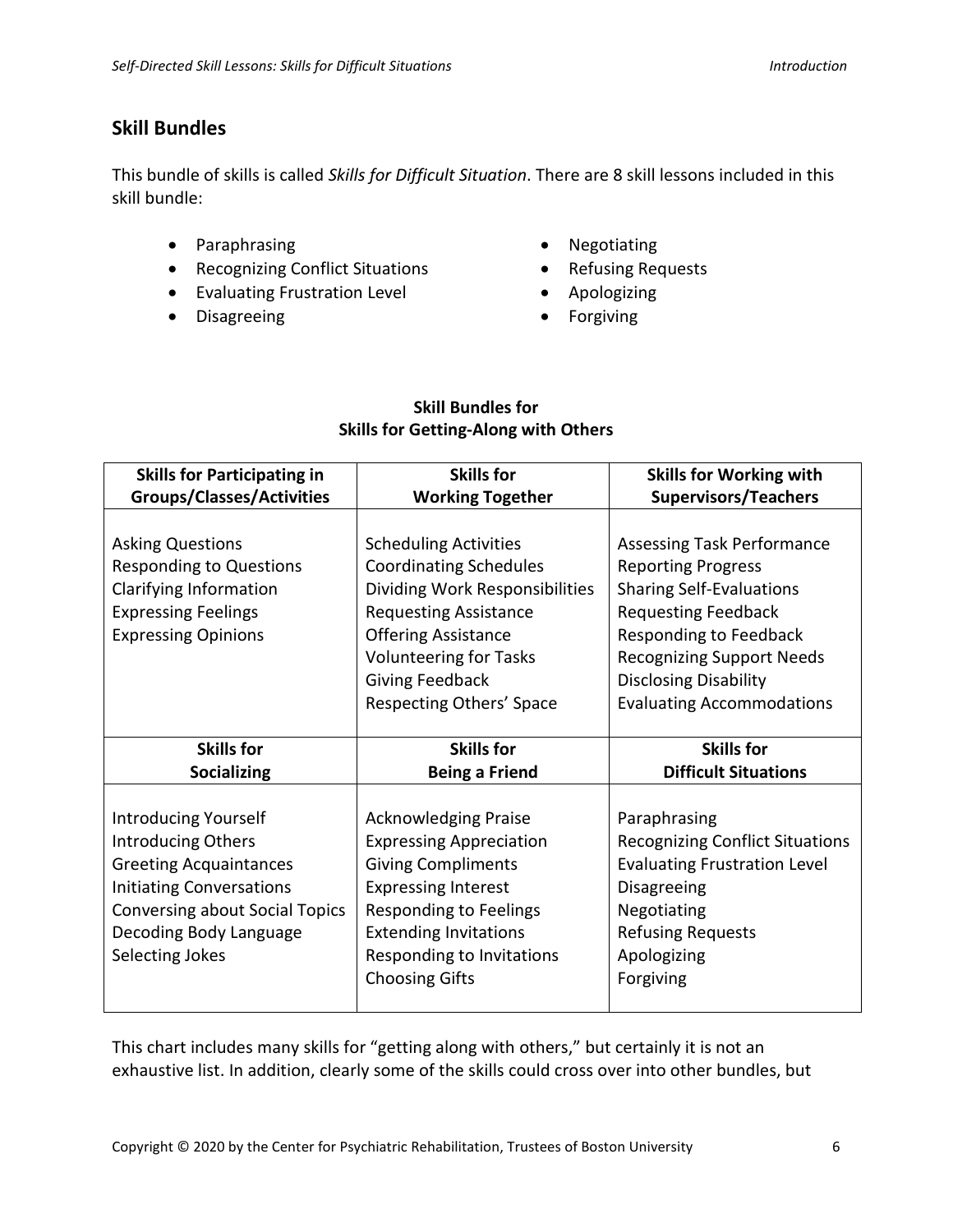## Skill Bundles

This bundle of skills is called *Skills for Difficult Situation*. There are 8 skill lessons included in this skill bundle:

- Paraphrasing
- Recognizing Conflict Situations
- Evaluating Frustration Level
- Disagreeing
- Negotiating
- Refusing Requests
- Apologizing
- Forgiving

**Skill Bundles for**
**Skills for Getting-Along with Others**

| Skills for Participating in Groups/Classes/Activities | Skills for Working Together | Skills for Working with Supervisors/Teachers |
|---|---|---|
| Asking Questions<br>Responding to Questions<br>Clarifying Information<br>Expressing Feelings<br>Expressing Opinions | Scheduling Activities<br>Coordinating Schedules<br>Dividing Work Responsibilities<br>Requesting Assistance<br>Offering Assistance<br>Volunteering for Tasks<br>Giving Feedback<br>Respecting Others' Space | Assessing Task Performance<br>Reporting Progress<br>Sharing Self-Evaluations<br>Requesting Feedback<br>Responding to Feedback<br>Recognizing Support Needs<br>Disclosing Disability<br>Evaluating Accommodations |
| **Skills for Socializing** | **Skills for Being a Friend** | **Skills for Difficult Situations** |
| Introducing Yourself<br>Introducing Others<br>Greeting Acquaintances<br>Initiating Conversations<br>Conversing about Social Topics<br>Decoding Body Language<br>Selecting Jokes | Acknowledging Praise<br>Expressing Appreciation<br>Giving Compliments<br>Expressing Interest<br>Responding to Feelings<br>Extending Invitations<br>Responding to Invitations<br>Choosing Gifts | Paraphrasing<br>Recognizing Conflict Situations<br>Evaluating Frustration Level<br>Disagreeing<br>Negotiating<br>Refusing Requests<br>Apologizing<br>Forgiving |

This chart includes many skills for "getting along with others," but certainly it is not an exhaustive list. In addition, clearly some of the skills could cross over into other bundles, but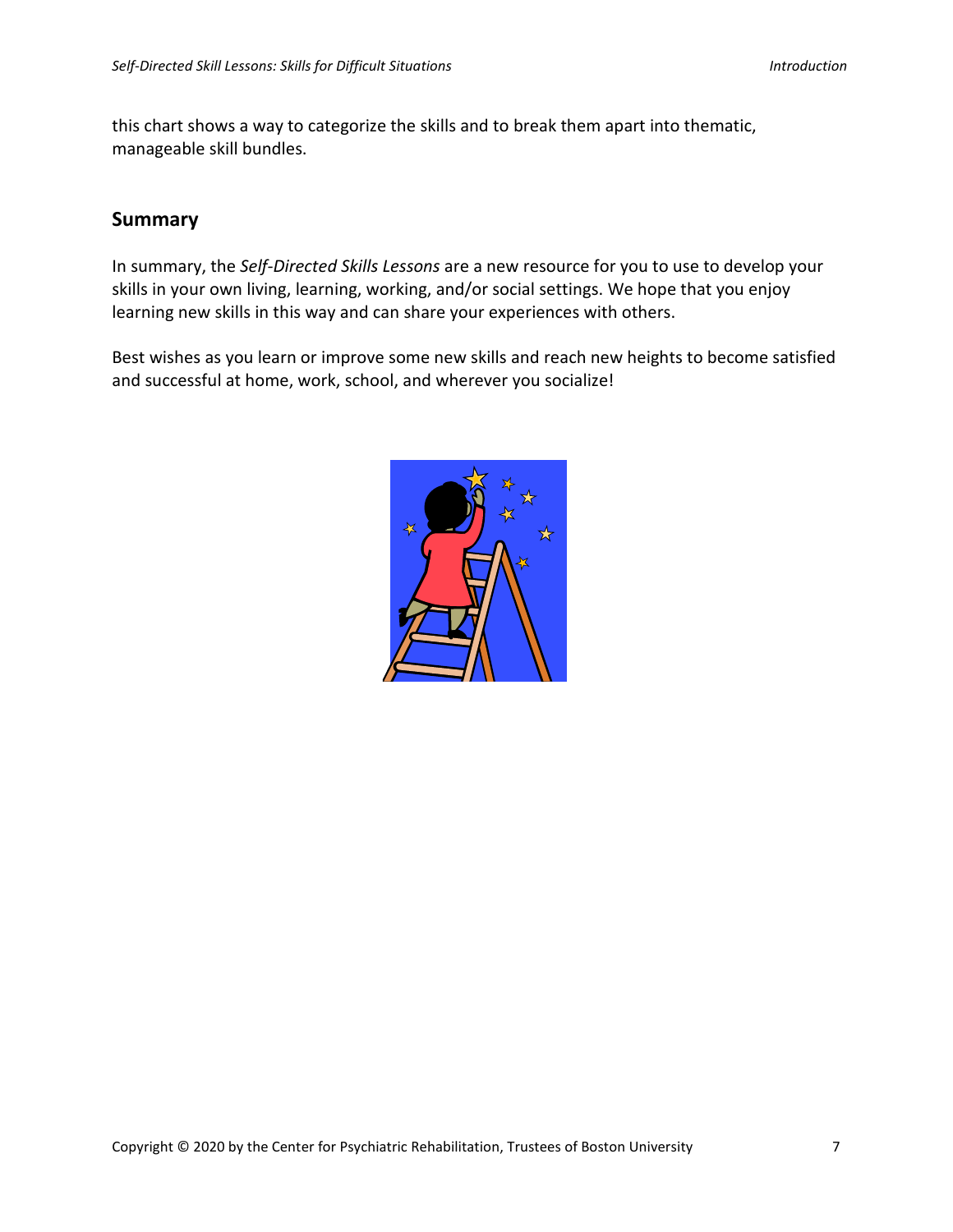this chart shows a way to categorize the skills and to break them apart into thematic, manageable skill bundles.

## Summary

In summary, the *Self-Directed Skills Lessons* are a new resource for you to use to develop your skills in your own living, learning, working, and/or social settings. We hope that you enjoy learning new skills in this way and can share your experiences with others.

Best wishes as you learn or improve some new skills and reach new heights to become satisfied and successful at home, work, school, and wherever you socialize!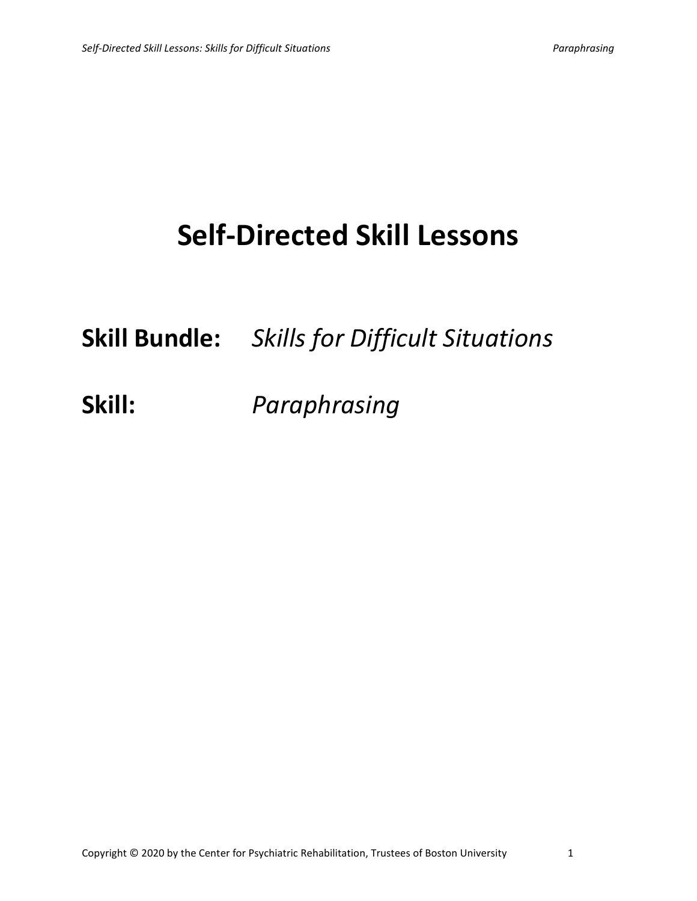# Self-Directed Skill Lessons

**Skill Bundle:** *Skills for Difficult Situations*

**Skill:** *Paraphrasing*

Copyright © 2020 by the Center for Psychiatric Rehabilitation, Trustees of Boston University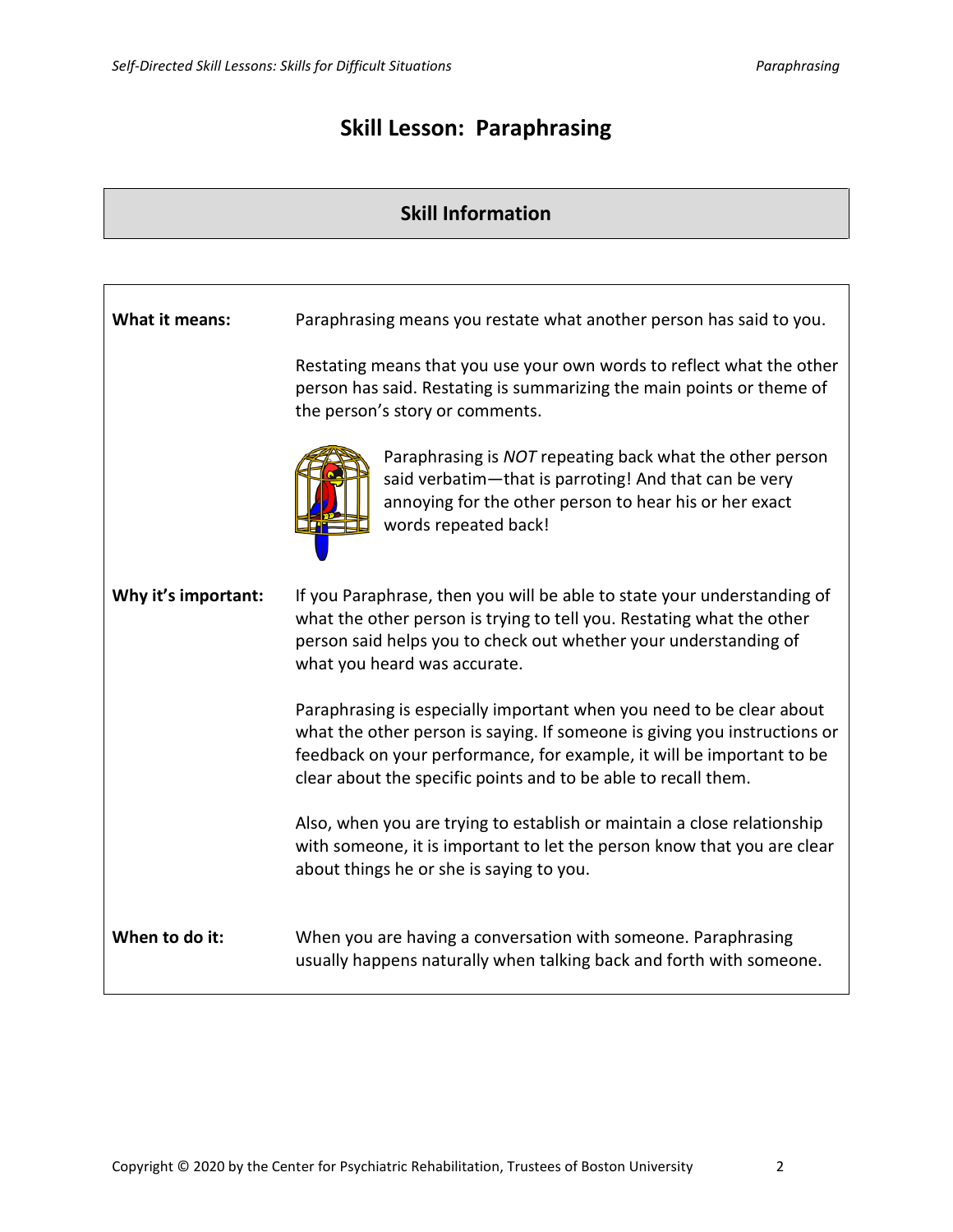# Skill Lesson: Paraphrasing

## Skill Information

| | |
|---|---|
| **What it means:** | Paraphrasing means you restate what another person has said to you.<br><br>Restating means that you use your own words to reflect what the other person has said. Restating is summarizing the main points or theme of the person's story or comments.<br><br>Paraphrasing is *NOT* repeating back what the other person said verbatim—that is parroting! And that can be very annoying for the other person to hear his or her exact words repeated back! |
| **Why it's important:** | If you Paraphrase, then you will be able to state your understanding of what the other person is trying to tell you. Restating what the other person said helps you to check out whether your understanding of what you heard was accurate.<br><br>Paraphrasing is especially important when you need to be clear about what the other person is saying. If someone is giving you instructions or feedback on your performance, for example, it will be important to be clear about the specific points and to be able to recall them.<br><br>Also, when you are trying to establish or maintain a close relationship with someone, it is important to let the person know that you are clear about things he or she is saying to you. |
| **When to do it:** | When you are having a conversation with someone. Paraphrasing usually happens naturally when talking back and forth with someone. |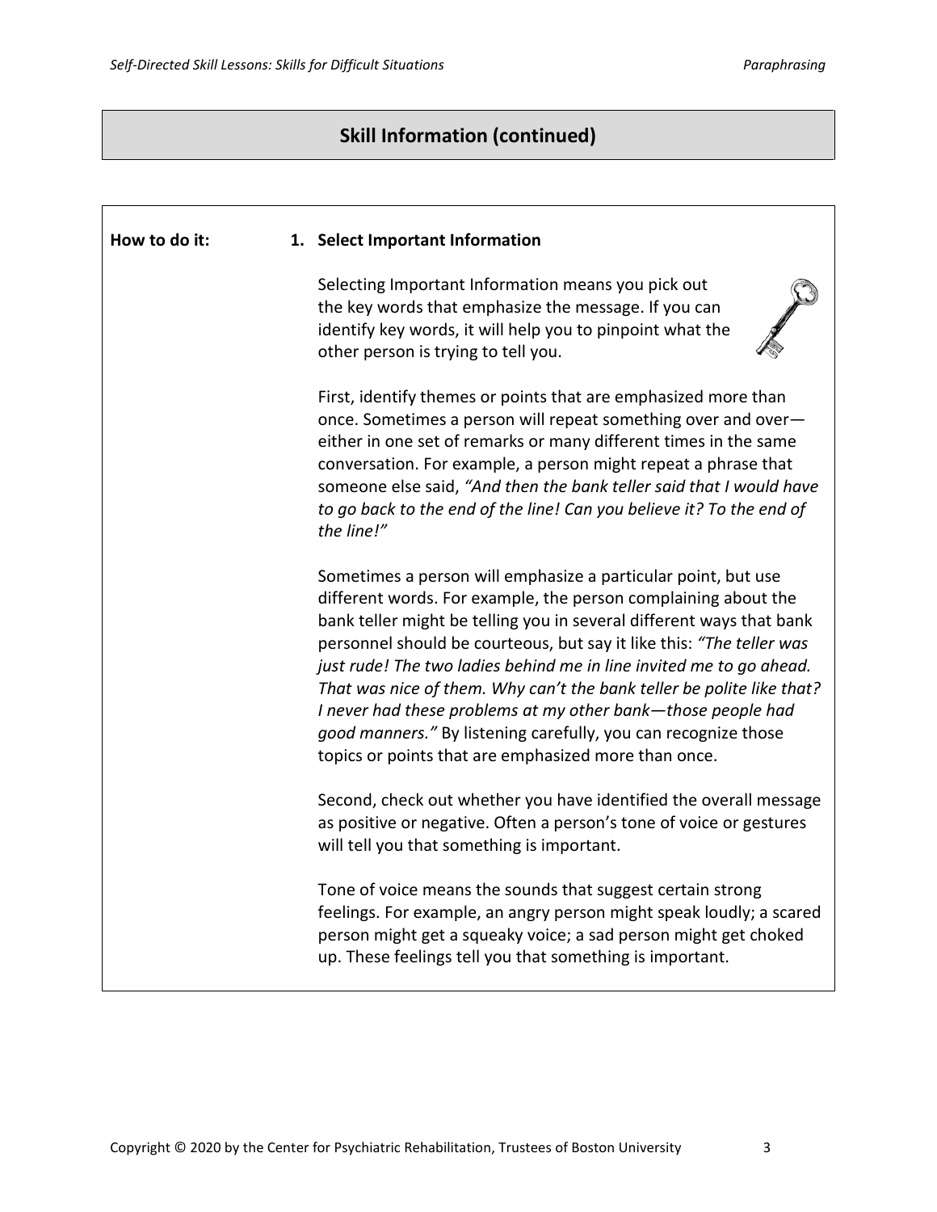## Skill Information (continued)

**How to do it:**

**1. Select Important Information**

Selecting Important Information means you pick out the key words that emphasize the message. If you can identify key words, it will help you to pinpoint what the other person is trying to tell you.

First, identify themes or points that are emphasized more than once. Sometimes a person will repeat something over and over—either in one set of remarks or many different times in the same conversation. For example, a person might repeat a phrase that someone else said, *"And then the bank teller said that I would have to go back to the end of the line! Can you believe it? To the end of the line!"*

Sometimes a person will emphasize a particular point, but use different words. For example, the person complaining about the bank teller might be telling you in several different ways that bank personnel should be courteous, but say it like this: *"The teller was just rude! The two ladies behind me in line invited me to go ahead. That was nice of them. Why can't the bank teller be polite like that? I never had these problems at my other bank—those people had good manners."* By listening carefully, you can recognize those topics or points that are emphasized more than once.

Second, check out whether you have identified the overall message as positive or negative. Often a person's tone of voice or gestures will tell you that something is important.

Tone of voice means the sounds that suggest certain strong feelings. For example, an angry person might speak loudly; a scared person might get a squeaky voice; a sad person might get choked up. These feelings tell you that something is important.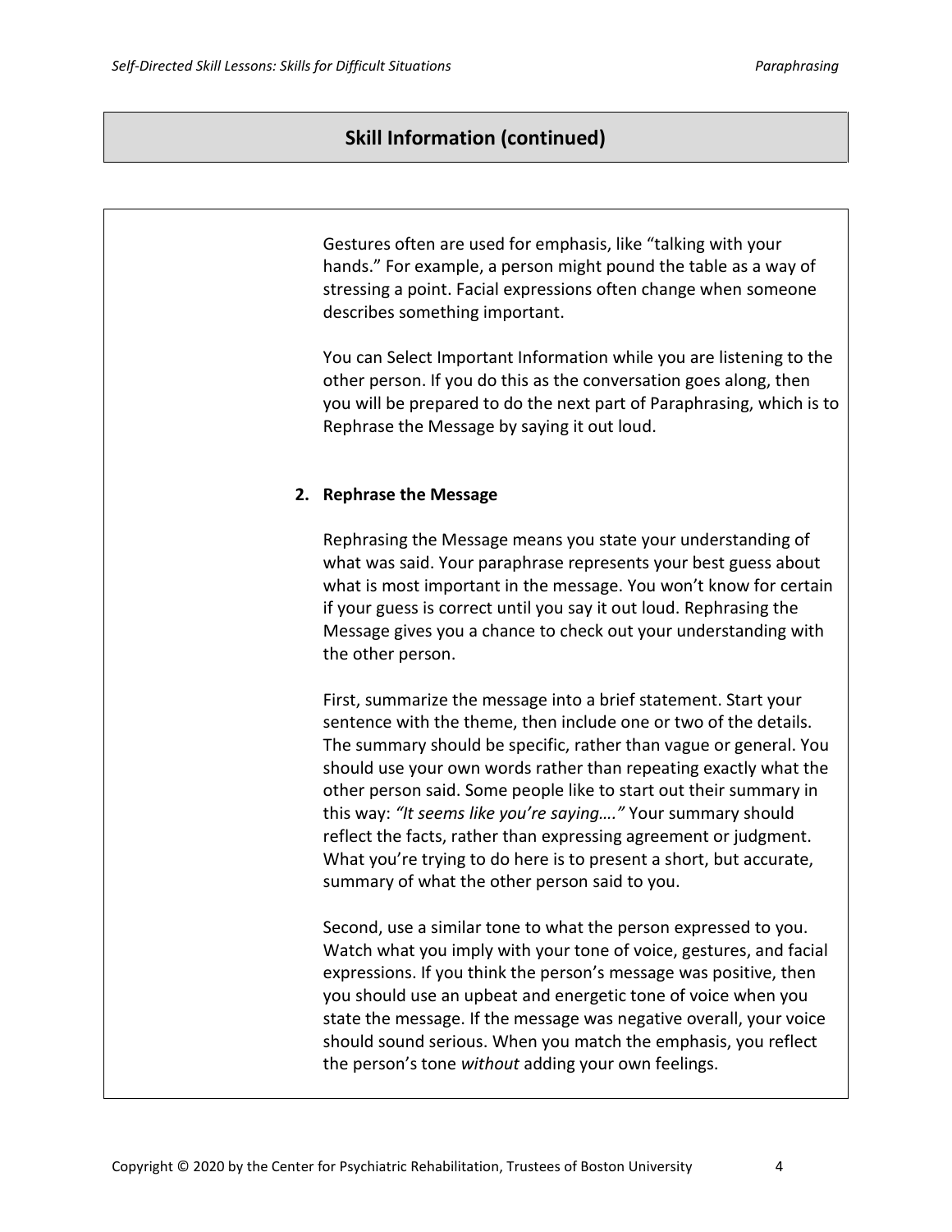## Skill Information (continued)

Gestures often are used for emphasis, like "talking with your hands." For example, a person might pound the table as a way of stressing a point. Facial expressions often change when someone describes something important.

You can Select Important Information while you are listening to the other person. If you do this as the conversation goes along, then you will be prepared to do the next part of Paraphrasing, which is to Rephrase the Message by saying it out loud.

**2. Rephrase the Message**

Rephrasing the Message means you state your understanding of what was said. Your paraphrase represents your best guess about what is most important in the message. You won't know for certain if your guess is correct until you say it out loud. Rephrasing the Message gives you a chance to check out your understanding with the other person.

First, summarize the message into a brief statement. Start your sentence with the theme, then include one or two of the details. The summary should be specific, rather than vague or general. You should use your own words rather than repeating exactly what the other person said. Some people like to start out their summary in this way: *"It seems like you're saying…."* Your summary should reflect the facts, rather than expressing agreement or judgment. What you're trying to do here is to present a short, but accurate, summary of what the other person said to you.

Second, use a similar tone to what the person expressed to you. Watch what you imply with your tone of voice, gestures, and facial expressions. If you think the person's message was positive, then you should use an upbeat and energetic tone of voice when you state the message. If the message was negative overall, your voice should sound serious. When you match the emphasis, you reflect the person's tone *without* adding your own feelings.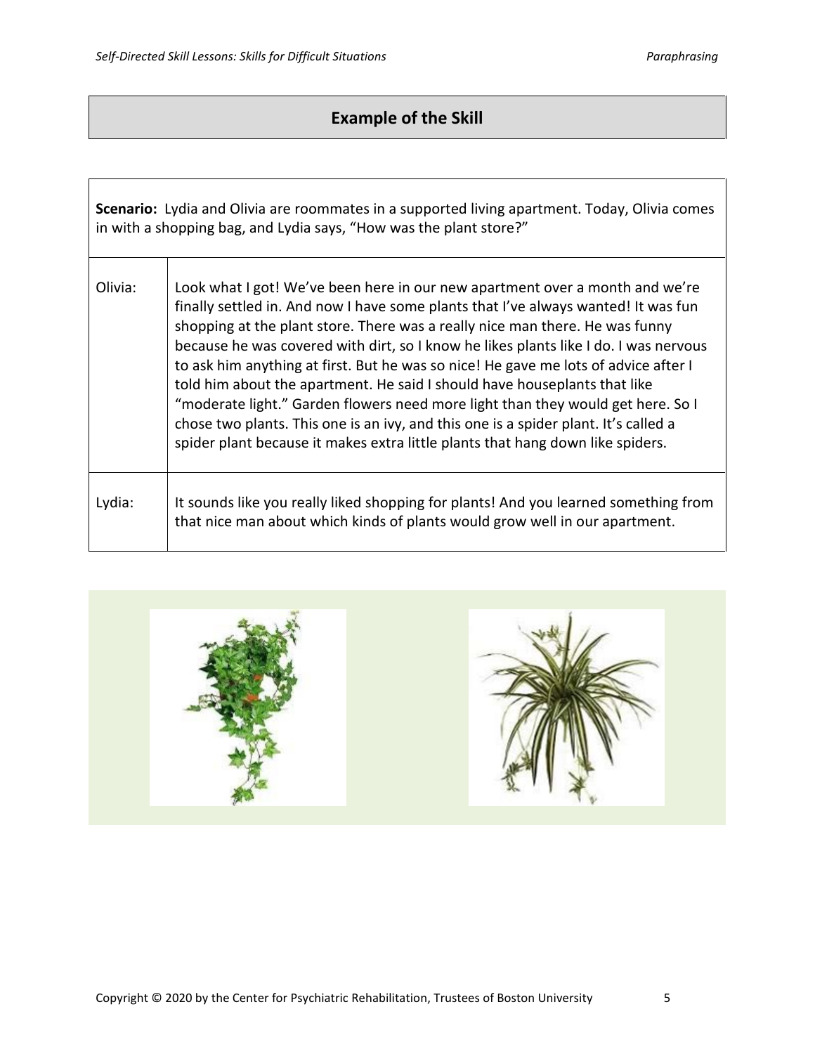## Example of the Skill

**Scenario:** Lydia and Olivia are roommates in a supported living apartment. Today, Olivia comes in with a shopping bag, and Lydia says, "How was the plant store?"

| | |
|---|---|
| Olivia: | Look what I got! We've been here in our new apartment over a month and we're finally settled in. And now I have some plants that I've always wanted! It was fun shopping at the plant store. There was a really nice man there. He was funny because he was covered with dirt, so I know he likes plants like I do. I was nervous to ask him anything at first. But he was so nice! He gave me lots of advice after I told him about the apartment. He said I should have houseplants that like "moderate light." Garden flowers need more light than they would get here. So I chose two plants. This one is an ivy, and this one is a spider plant. It's called a spider plant because it makes extra little plants that hang down like spiders. |
| Lydia: | It sounds like you really liked shopping for plants! And you learned something from that nice man about which kinds of plants would grow well in our apartment. |

Copyright © 2020 by the Center for Psychiatric Rehabilitation, Trustees of Boston University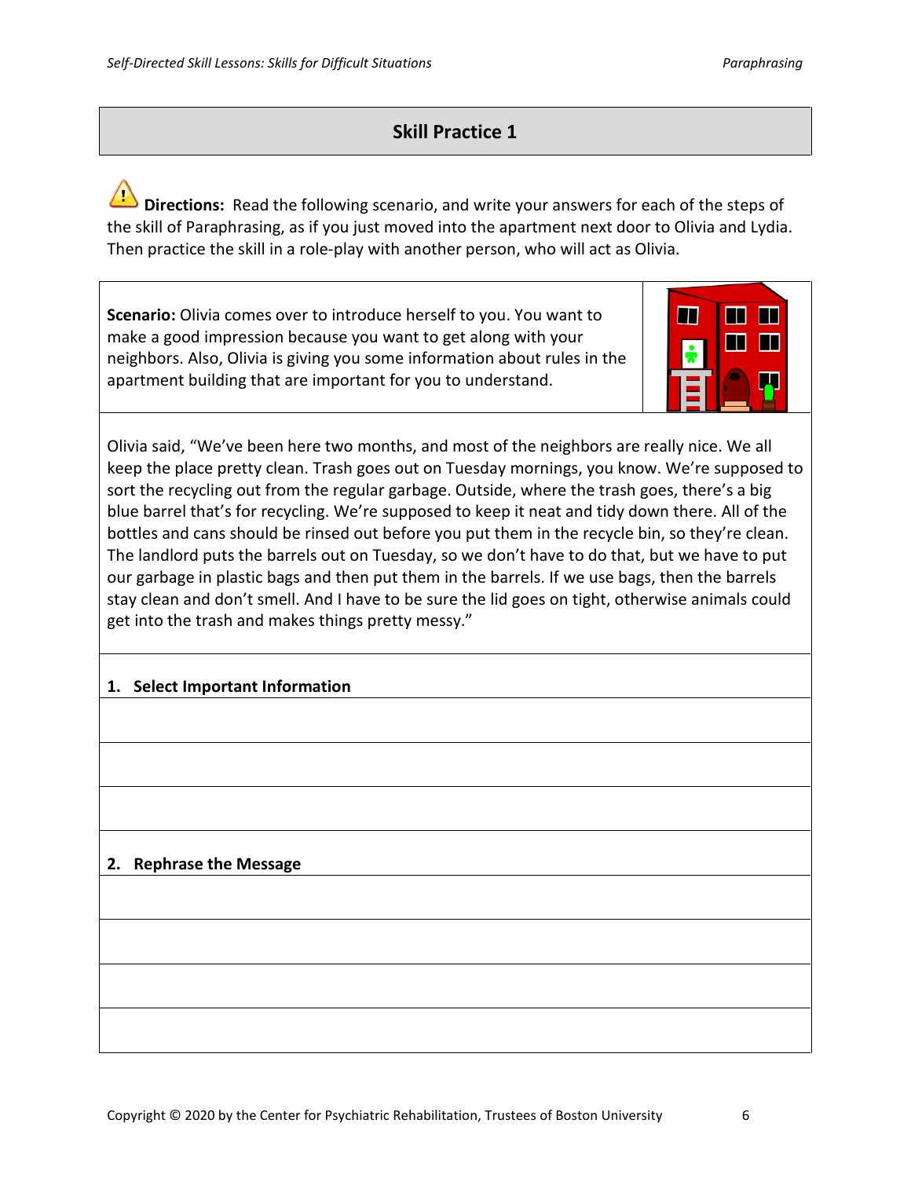## Skill Practice 1

**Directions:** Read the following scenario, and write your answers for each of the steps of the skill of Paraphrasing, as if you just moved into the apartment next door to Olivia and Lydia. Then practice the skill in a role-play with another person, who will act as Olivia.

**Scenario:** Olivia comes over to introduce herself to you. You want to make a good impression because you want to get along with your neighbors. Also, Olivia is giving you some information about rules in the apartment building that are important for you to understand.

Olivia said, "We've been here two months, and most of the neighbors are really nice. We all keep the place pretty clean. Trash goes out on Tuesday mornings, you know. We're supposed to sort the recycling out from the regular garbage. Outside, where the trash goes, there's a big blue barrel that's for recycling. We're supposed to keep it neat and tidy down there. All of the bottles and cans should be rinsed out before you put them in the recycle bin, so they're clean. The landlord puts the barrels out on Tuesday, so we don't have to do that, but we have to put our garbage in plastic bags and then put them in the barrels. If we use bags, then the barrels stay clean and don't smell. And I have to be sure the lid goes on tight, otherwise animals could get into the trash and makes things pretty messy."

**1. Select Important Information**

&nbsp;

&nbsp;

&nbsp;

**2. Rephrase the Message**

&nbsp;

&nbsp;

&nbsp;

&nbsp;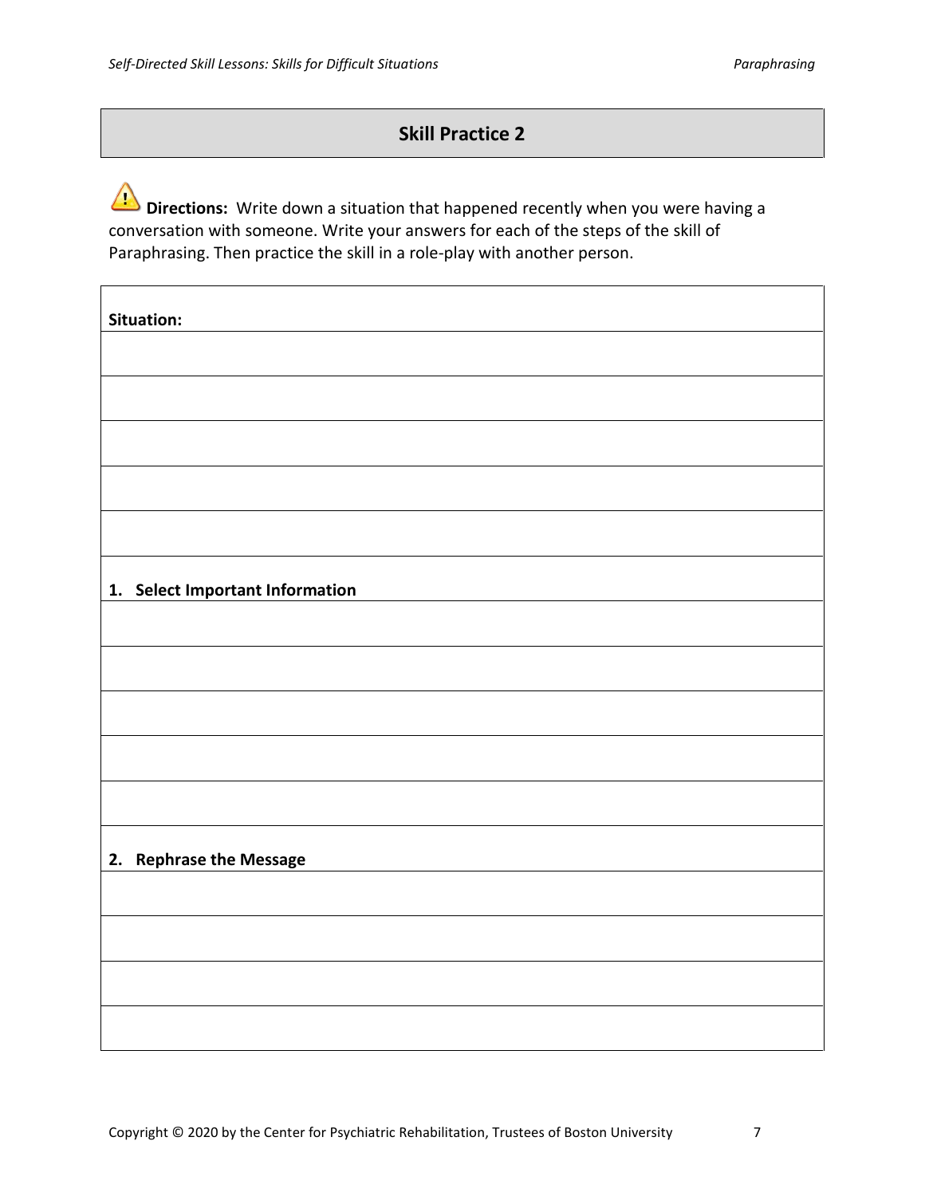## Skill Practice 2

**Directions:** Write down a situation that happened recently when you were having a conversation with someone. Write your answers for each of the steps of the skill of Paraphrasing. Then practice the skill in a role-play with another person.

| **Situation:** |
| --- |
| |
| |
| |
| |
| |
| **1. Select Important Information** |
| |
| |
| |
| |
| |
| **2. Rephrase the Message** |
| |
| |
| |
| |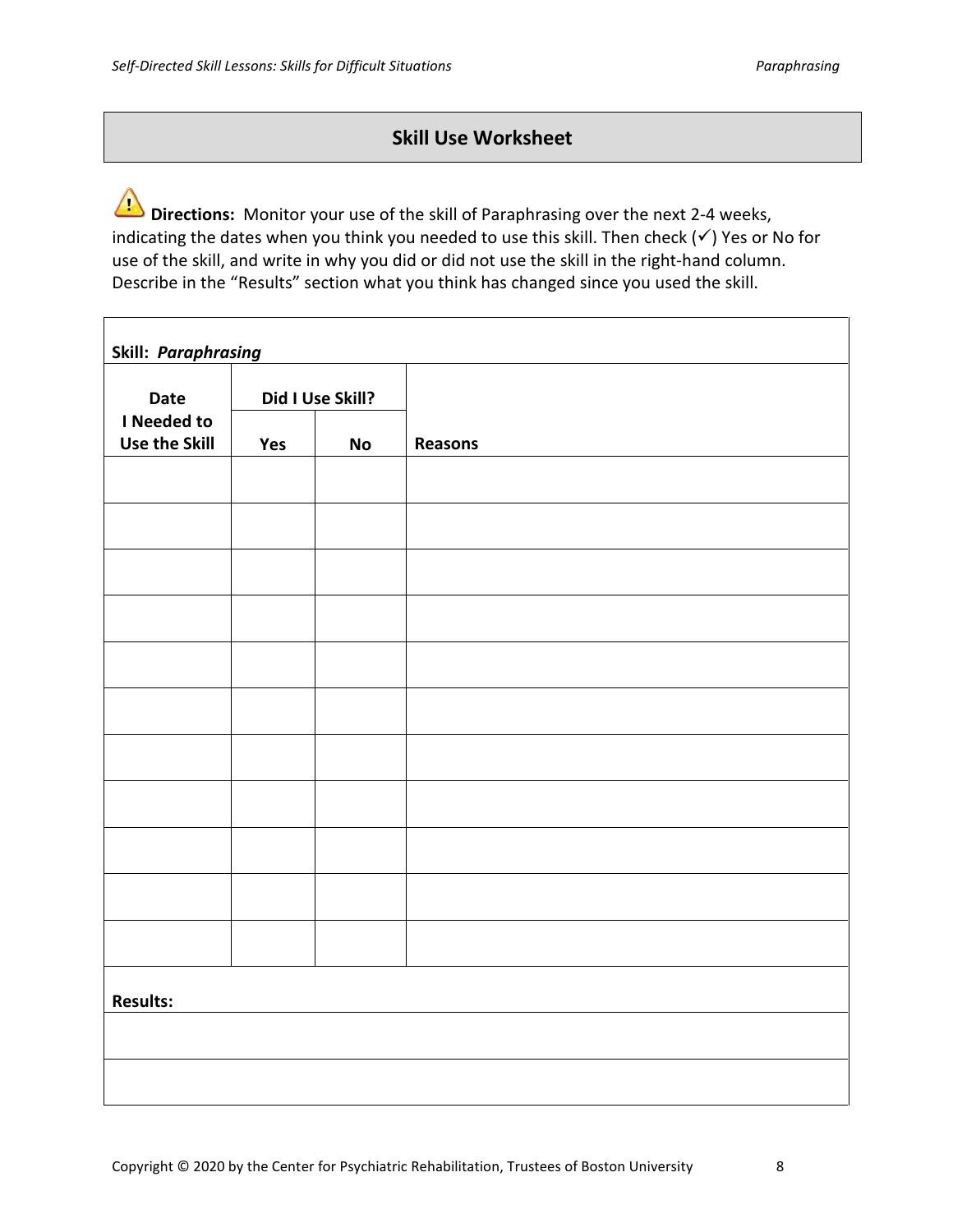## Skill Use Worksheet

⚠ **Directions:** Monitor your use of the skill of Paraphrasing over the next 2-4 weeks, indicating the dates when you think you needed to use this skill. Then check (✓) Yes or No for use of the skill, and write in why you did or did not use the skill in the right-hand column. Describe in the "Results" section what you think has changed since you used the skill.

**Skill:** ***Paraphrasing***

| Date I Needed to Use the Skill | Did I Use Skill? | | Reasons |
|---|---|---|---|
| | Yes | No | |
| | | | |
| | | | |
| | | | |
| | | | |
| | | | |
| | | | |
| | | | |
| | | | |
| | | | |
| | | | |
| | | | |

**Results:**

| |
|---|
| |
| |